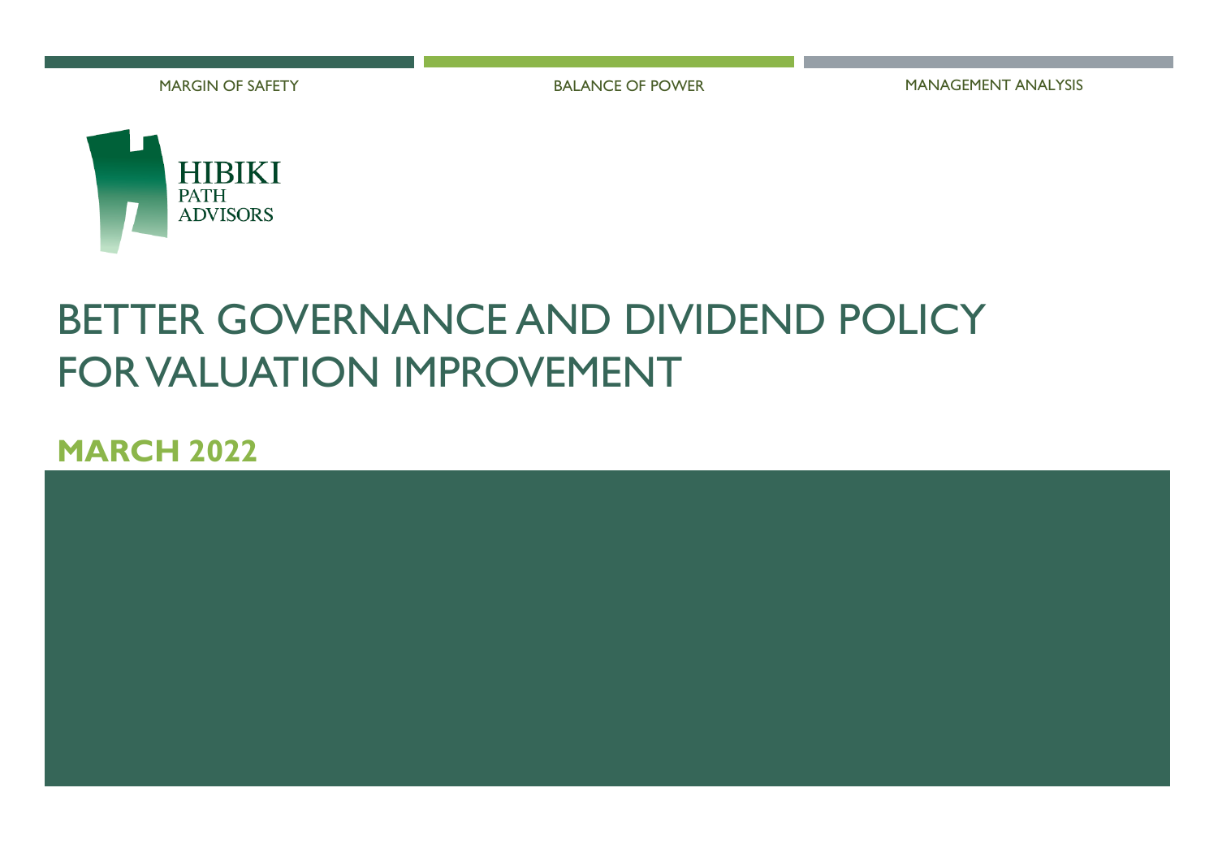MARGIN OF SAFETY | BALANCE OF POWER | MANAGEMENT ANALYSIS

HIBIKI
PATH
ADVISORS

# BETTER GOVERNANCE AND DIVIDEND POLICY FOR VALUATION IMPROVEMENT

## MARCH 2022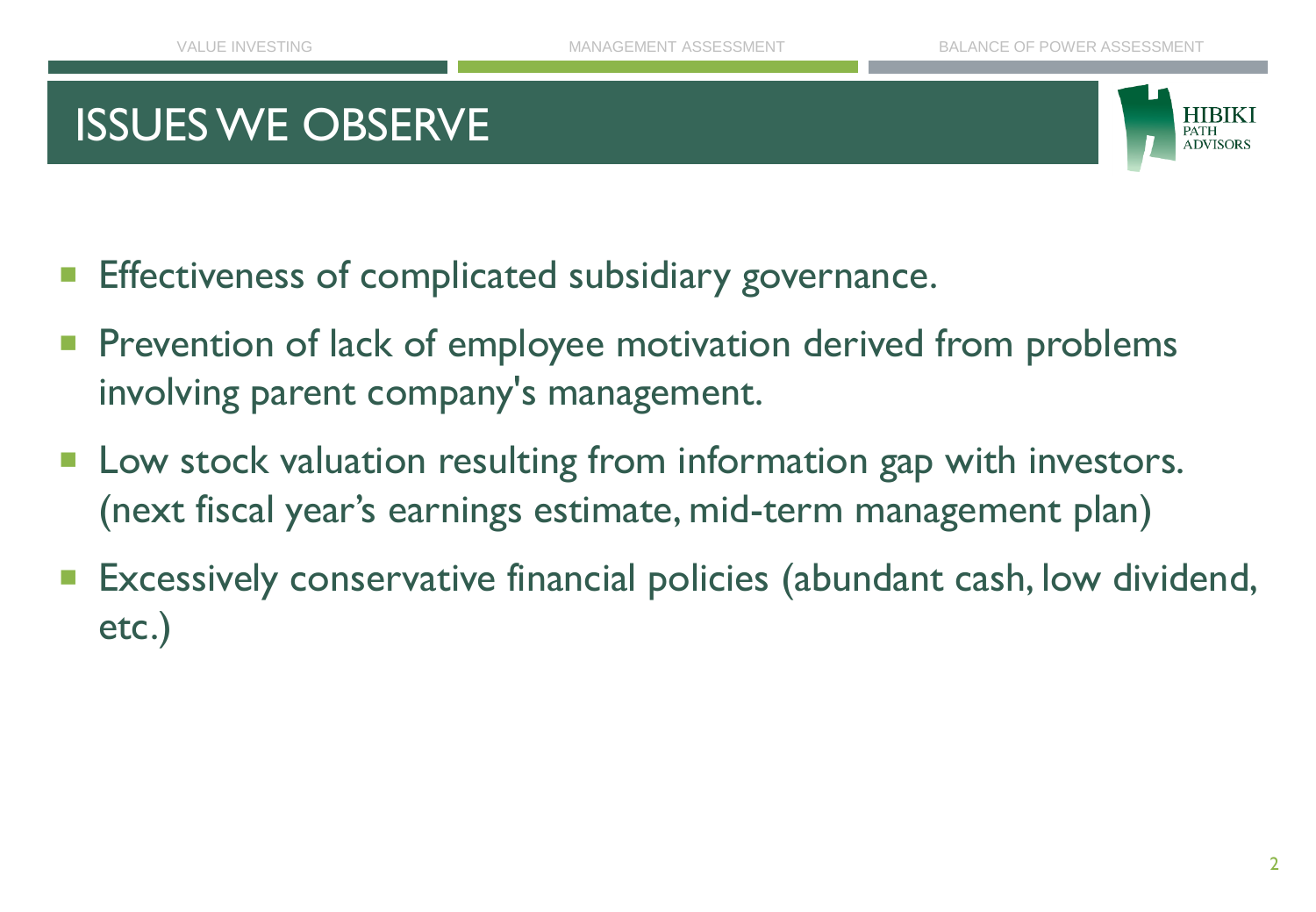# ISSUES WE OBSERVE

- Effectiveness of complicated subsidiary governance.
- Prevention of lack of employee motivation derived from problems involving parent company's management.
- Low stock valuation resulting from information gap with investors. (next fiscal year's earnings estimate, mid-term management plan)
- Excessively conservative financial policies (abundant cash, low dividend, etc.)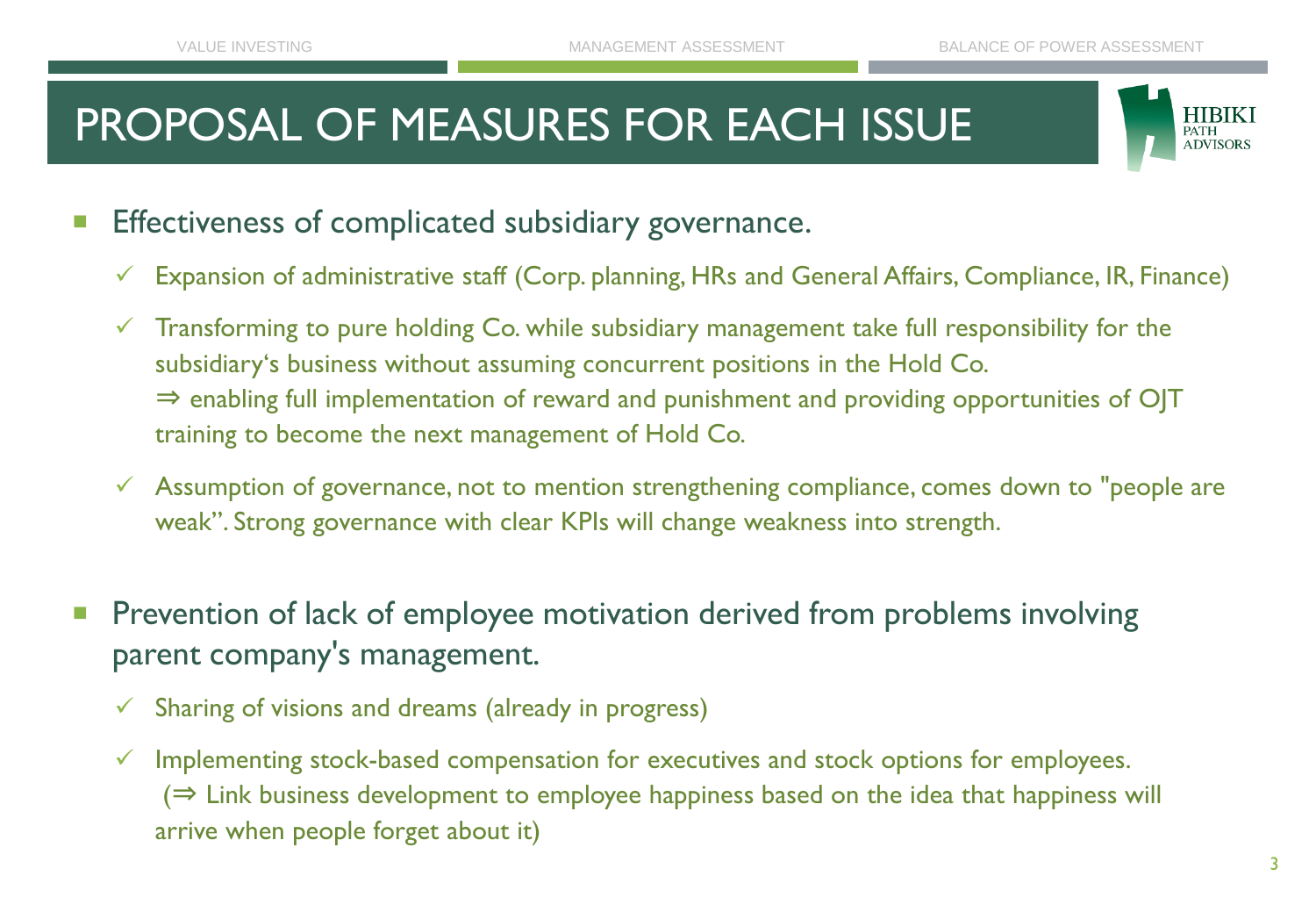# PROPOSAL OF MEASURES FOR EACH ISSUE

- Effectiveness of complicated subsidiary governance.
  - ✓ Expansion of administrative staff (Corp. planning, HRs and General Affairs, Compliance, IR, Finance)
  - ✓ Transforming to pure holding Co. while subsidiary management take full responsibility for the subsidiary's business without assuming concurrent positions in the Hold Co.
    ⇒ enabling full implementation of reward and punishment and providing opportunities of OJT training to become the next management of Hold Co.
  - ✓ Assumption of governance, not to mention strengthening compliance, comes down to "people are weak". Strong governance with clear KPIs will change weakness into strength.

- Prevention of lack of employee motivation derived from problems involving parent company's management.
  - ✓ Sharing of visions and dreams (already in progress)
  - ✓ Implementing stock-based compensation for executives and stock options for employees.
    (⇒ Link business development to employee happiness based on the idea that happiness will arrive when people forget about it)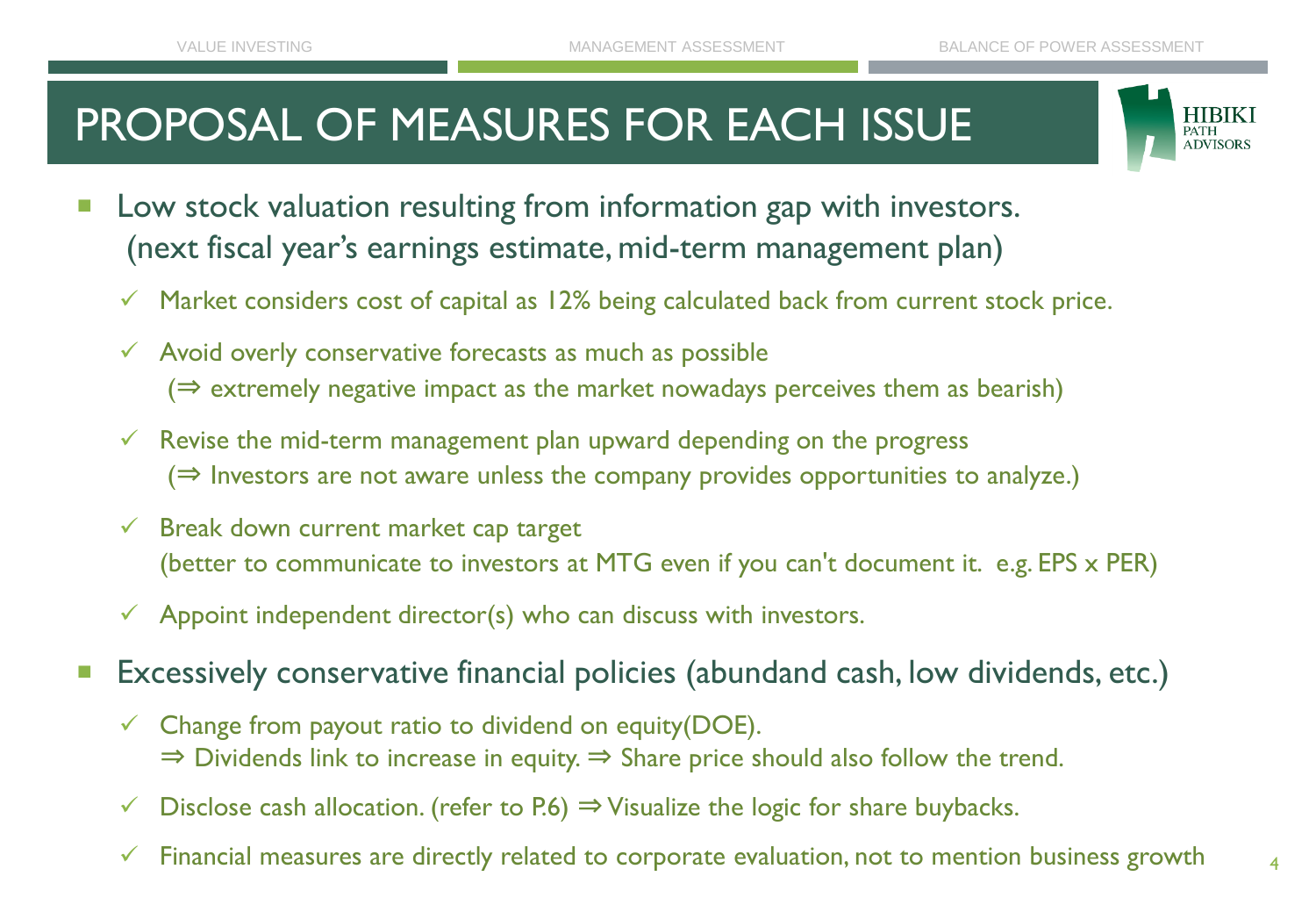# PROPOSAL OF MEASURES FOR EACH ISSUE

- Low stock valuation resulting from information gap with investors. (next fiscal year's earnings estimate, mid-term management plan)
  - ✓ Market considers cost of capital as 12% being calculated back from current stock price.
  - ✓ Avoid overly conservative forecasts as much as possible
    (⇒ extremely negative impact as the market nowadays perceives them as bearish)
  - ✓ Revise the mid-term management plan upward depending on the progress
    (⇒ Investors are not aware unless the company provides opportunities to analyze.)
  - ✓ Break down current market cap target
    (better to communicate to investors at MTG even if you can't document it. e.g. EPS x PER)
  - ✓ Appoint independent director(s) who can discuss with investors.
- Excessively conservative financial policies (abundand cash, low dividends, etc.)
  - ✓ Change from payout ratio to dividend on equity(DOE).
    ⇒ Dividends link to increase in equity. ⇒ Share price should also follow the trend.
  - ✓ Disclose cash allocation. (refer to P.6) ⇒ Visualize the logic for share buybacks.
  - ✓ Financial measures are directly related to corporate evaluation, not to mention business growth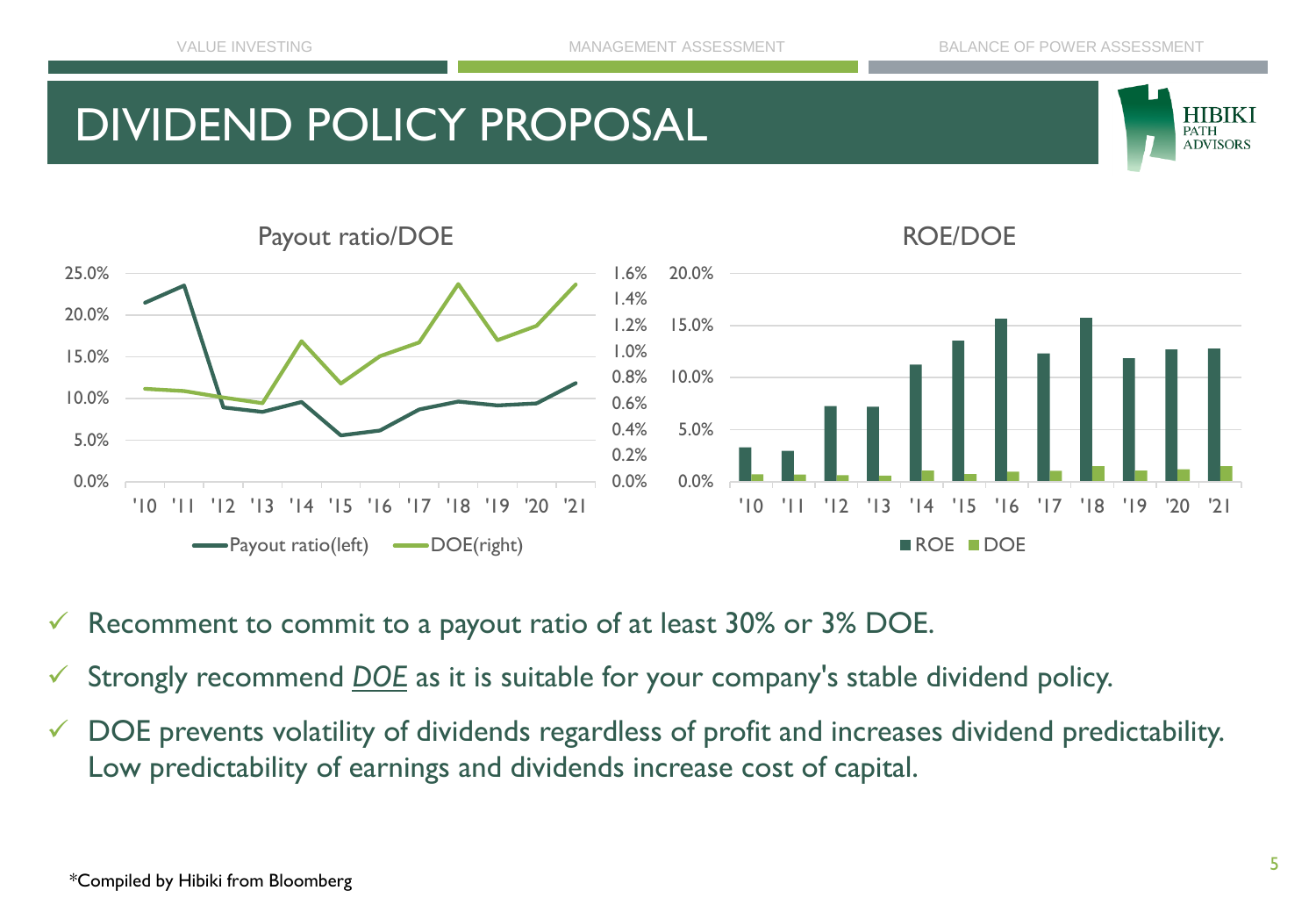# DIVIDEND POLICY PROPOSAL

Payout ratio/DOE

ROE/DOE

- ✓ Recomment to commit to a payout ratio of at least 30% or 3% DOE.
- ✓ Strongly recommend ***DOE*** as it is suitable for your company's stable dividend policy.
- ✓ DOE prevents volatility of dividends regardless of profit and increases dividend predictability. Low predictability of earnings and dividends increase cost of capital.

*Compiled by Hibiki from Bloomberg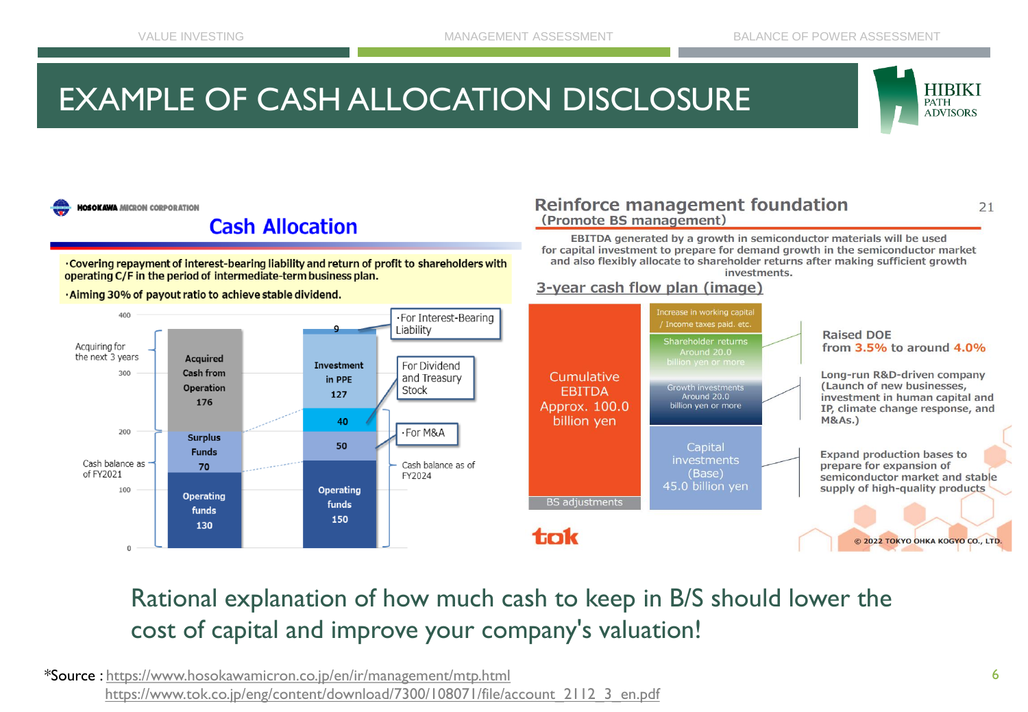# EXAMPLE OF CASH ALLOCATION DISCLOSURE

HOSOKAWA MICRON CORPORATION

## Cash Allocation

- Covering repayment of interest-bearing liability and return of profit to shareholders with operating C/F in the period of intermediate-term business plan.
- Aiming 30% of payout ratio to achieve stable dividend.

| | Acquiring for the next 3 years / Cash balance as of FY2021 | Cash balance as of FY2024 |
|---|---|---|
| Acquired Cash from Operation | 176 | |
| Surplus Funds | 70 | |
| Operating funds | 130 | 150 |
| For Interest-Bearing Liability | | 9 |
| Investment in PPE | | 127 |
| For Dividend and Treasury Stock | | 40 |
| For M&A | | 50 |

## Reinforce management foundation
### (Promote BS management)

EBITDA generated by a growth in semiconductor materials will be used for capital investment to prepare for demand growth in the semiconductor market and also flexibly allocate to shareholder returns after making sufficient growth investments.

### 3-year cash flow plan (image)

| Sources | Uses | Notes |
|---|---|---|
| Cumulative EBITDA Approx. 100.0 billion yen | Increase in working capital / Income taxes paid. etc. | |
| | Shareholder returns Around 20.0 billion yen or more | Raised DOE from 3.5% to around 4.0% |
| | Growth investments Around 20.0 billion yen or more | Long-run R&D-driven company (Launch of new businesses, investment in human capital and IP, climate change response, and M&As.) |
| BS adjustments | Capital investments (Base) 45.0 billion yen | Expand production bases to prepare for expansion of semiconductor market and stable supply of high-quality products |

tok © 2022 TOKYO OHKA KOGYO CO., LTD.

Rational explanation of how much cash to keep in B/S should lower the cost of capital and improve your company's valuation!

*Source : https://www.hosokawamicron.co.jp/en/ir/management/mtp.html
https://www.tok.co.jp/eng/content/download/7300/108071/file/account_2112_3_en.pdf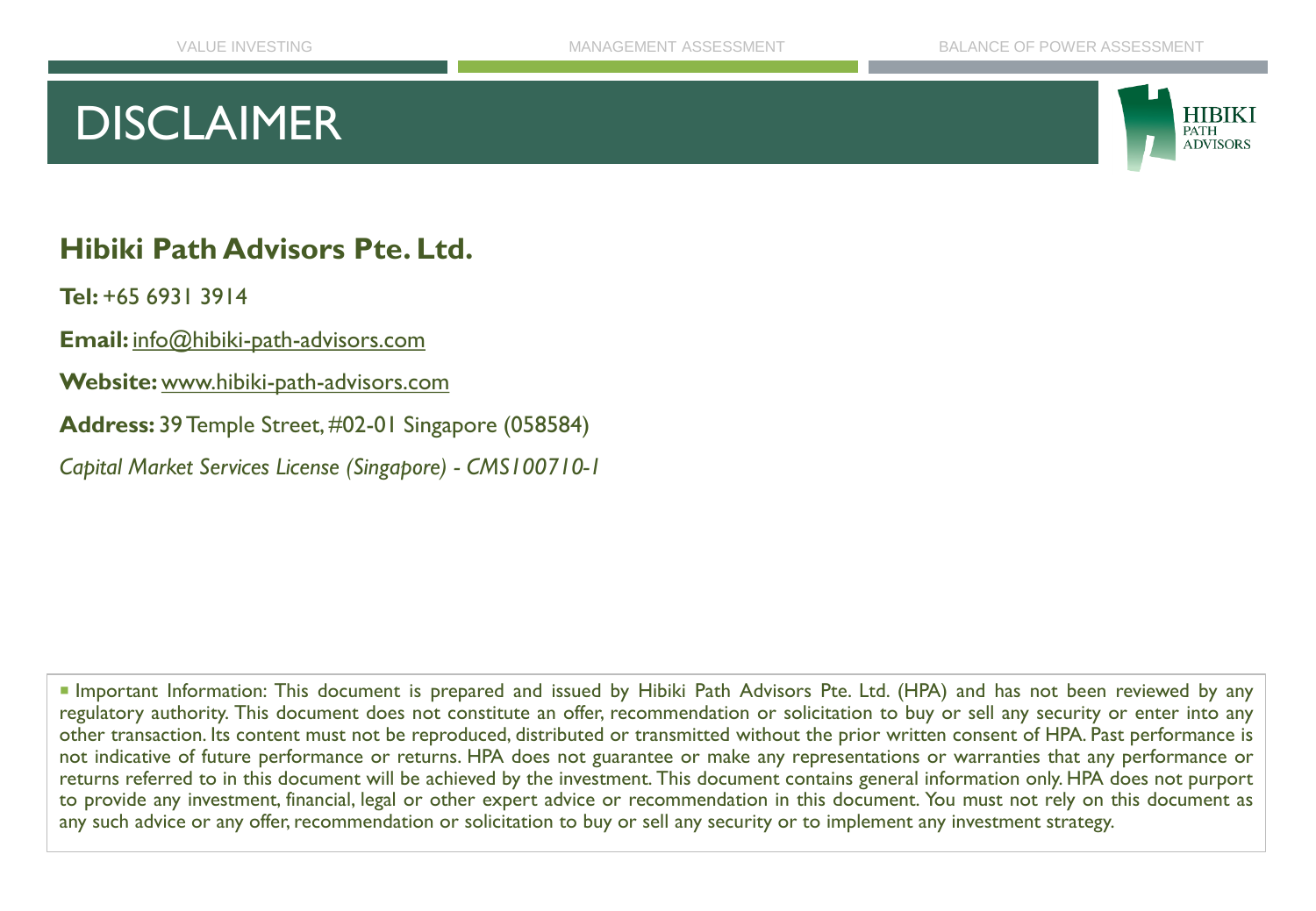# DISCLAIMER

## Hibiki Path Advisors Pte. Ltd.

**Tel:** +65 6931 3914

**Email:** info@hibiki-path-advisors.com

**Website:** www.hibiki-path-advisors.com

**Address:** 39 Temple Street, #02-01 Singapore (058584)

*Capital Market Services License (Singapore) - CMS100710-1*

- Important Information: This document is prepared and issued by Hibiki Path Advisors Pte. Ltd. (HPA) and has not been reviewed by any regulatory authority. This document does not constitute an offer, recommendation or solicitation to buy or sell any security or enter into any other transaction. Its content must not be reproduced, distributed or transmitted without the prior written consent of HPA. Past performance is not indicative of future performance or returns. HPA does not guarantee or make any representations or warranties that any performance or returns referred to in this document will be achieved by the investment. This document contains general information only. HPA does not purport to provide any investment, financial, legal or other expert advice or recommendation in this document. You must not rely on this document as any such advice or any offer, recommendation or solicitation to buy or sell any security or to implement any investment strategy.